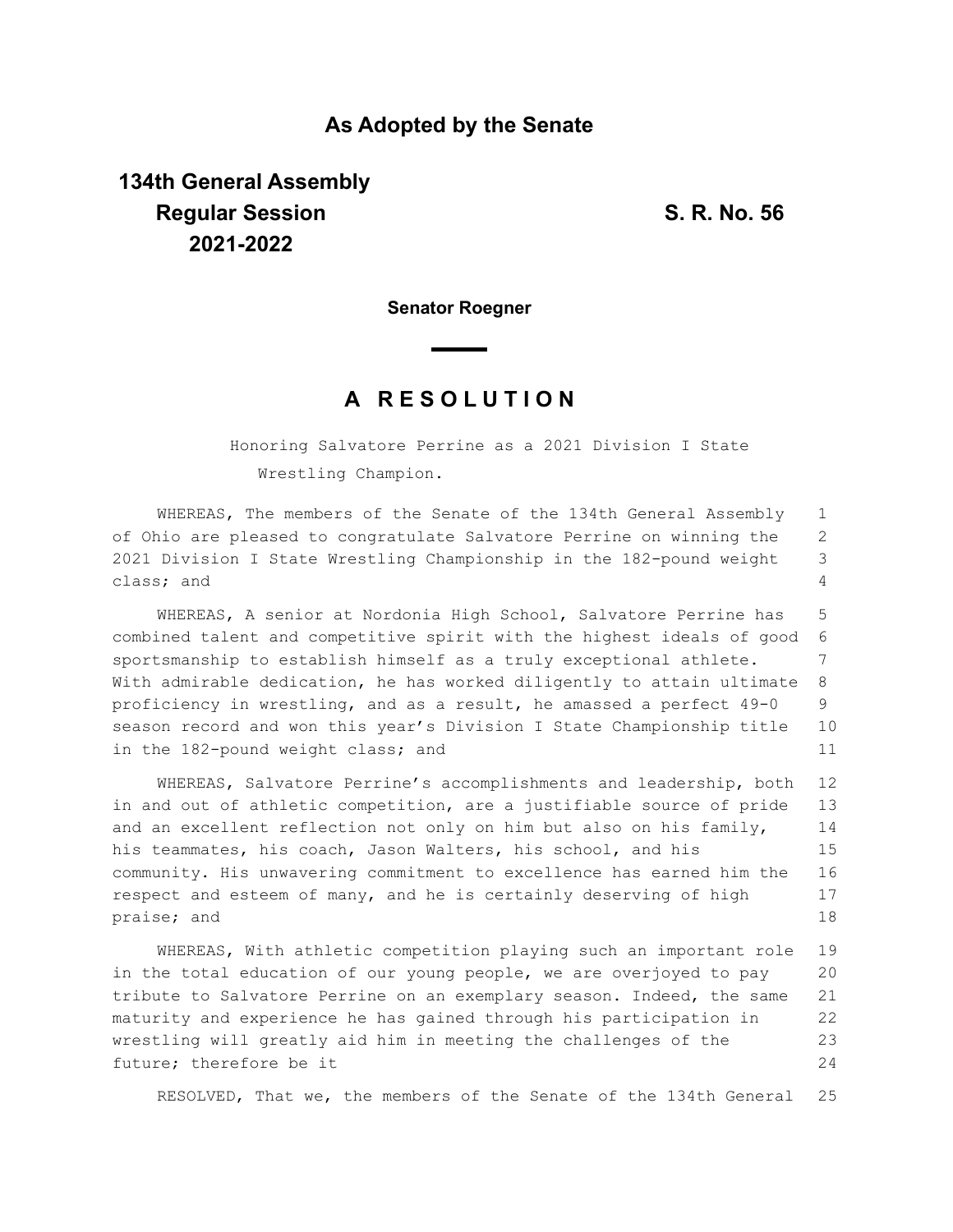## As Adopted by the Senate

**134th General Assembly**
**Regular Session**
**2021-2022**

**S. R. No. 56**

**Senator Roegner**

# A R E S O L U T I O N

Honoring Salvatore Perrine as a 2021 Division I State Wrestling Champion.

WHEREAS, The members of the Senate of the 134th General Assembly of Ohio are pleased to congratulate Salvatore Perrine on winning the 2021 Division I State Wrestling Championship in the 182-pound weight class; and

WHEREAS, A senior at Nordonia High School, Salvatore Perrine has combined talent and competitive spirit with the highest ideals of good sportsmanship to establish himself as a truly exceptional athlete. With admirable dedication, he has worked diligently to attain ultimate proficiency in wrestling, and as a result, he amassed a perfect 49-0 season record and won this year's Division I State Championship title in the 182-pound weight class; and

WHEREAS, Salvatore Perrine's accomplishments and leadership, both in and out of athletic competition, are a justifiable source of pride and an excellent reflection not only on him but also on his family, his teammates, his coach, Jason Walters, his school, and his community. His unwavering commitment to excellence has earned him the respect and esteem of many, and he is certainly deserving of high praise; and

WHEREAS, With athletic competition playing such an important role in the total education of our young people, we are overjoyed to pay tribute to Salvatore Perrine on an exemplary season. Indeed, the same maturity and experience he has gained through his participation in wrestling will greatly aid him in meeting the challenges of the future; therefore be it

RESOLVED, That we, the members of the Senate of the 134th General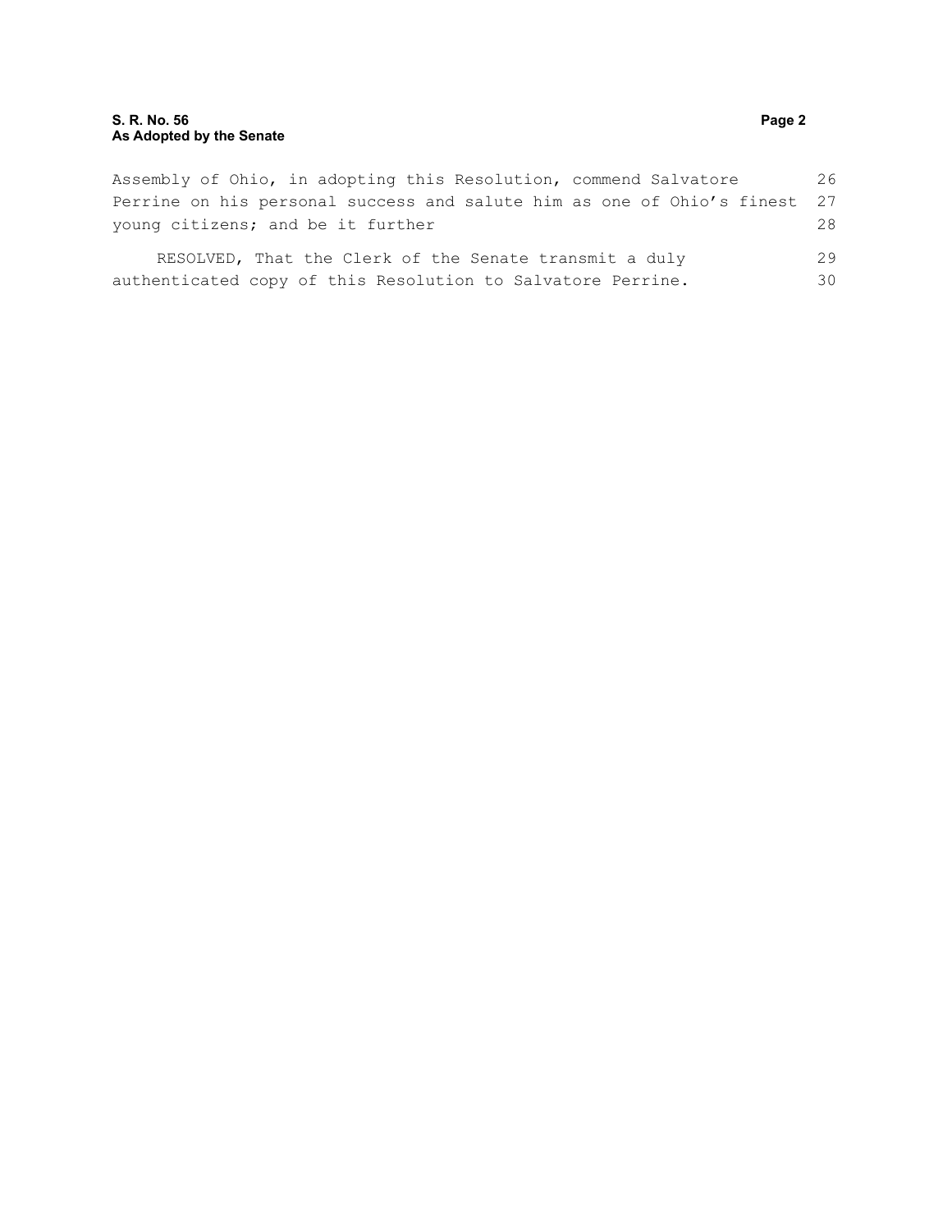Assembly of Ohio, in adopting this Resolution, commend Salvatore Perrine on his personal success and salute him as one of Ohio's finest young citizens; and be it further

RESOLVED, That the Clerk of the Senate transmit a duly authenticated copy of this Resolution to Salvatore Perrine.